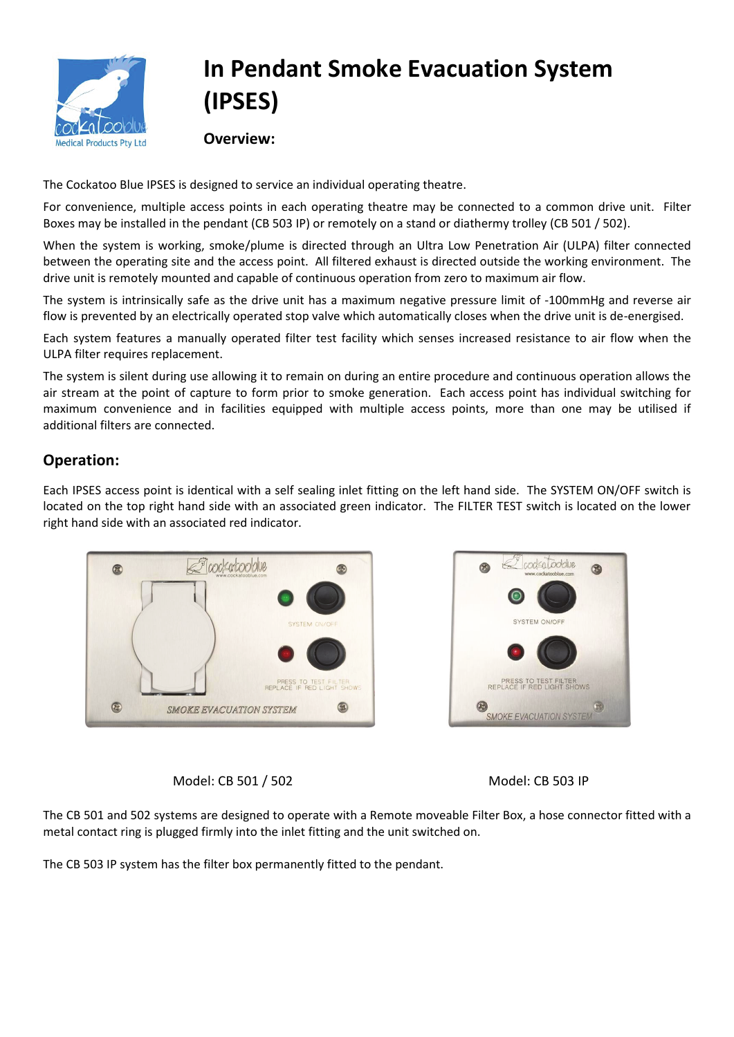# In Pendant Smoke Evacuation System (IPSES)

**Overview:**

The Cockatoo Blue IPSES is designed to service an individual operating theatre.

For convenience, multiple access points in each operating theatre may be connected to a common drive unit. Filter Boxes may be installed in the pendant (CB 503 IP) or remotely on a stand or diathermy trolley (CB 501 / 502).

When the system is working, smoke/plume is directed through an Ultra Low Penetration Air (ULPA) filter connected between the operating site and the access point. All filtered exhaust is directed outside the working environment. The drive unit is remotely mounted and capable of continuous operation from zero to maximum air flow.

The system is intrinsically safe as the drive unit has a maximum negative pressure limit of -100mmHg and reverse air flow is prevented by an electrically operated stop valve which automatically closes when the drive unit is de-energised.

Each system features a manually operated filter test facility which senses increased resistance to air flow when the ULPA filter requires replacement.

The system is silent during use allowing it to remain on during an entire procedure and continuous operation allows the air stream at the point of capture to form prior to smoke generation. Each access point has individual switching for maximum convenience and in facilities equipped with multiple access points, more than one may be utilised if additional filters are connected.

## Operation:

Each IPSES access point is identical with a self sealing inlet fitting on the left hand side. The SYSTEM ON/OFF switch is located on the top right hand side with an associated green indicator. The FILTER TEST switch is located on the lower right hand side with an associated red indicator.

Model: CB 501 / 502

Model: CB 503 IP

The CB 501 and 502 systems are designed to operate with a Remote moveable Filter Box, a hose connector fitted with a metal contact ring is plugged firmly into the inlet fitting and the unit switched on.

The CB 503 IP system has the filter box permanently fitted to the pendant.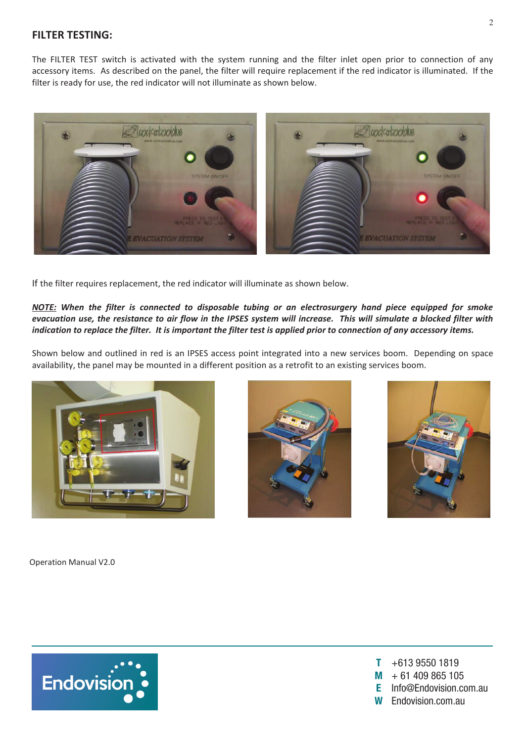## FILTER TESTING:

The FILTER TEST switch is activated with the system running and the filter inlet open prior to connection of any accessory items. As described on the panel, the filter will require replacement if the red indicator is illuminated. If the filter is ready for use, the red indicator will not illuminate as shown below.

If the filter requires replacement, the red indicator will illuminate as shown below.

***NOTE:*** ***When the filter is connected to disposable tubing or an electrosurgery hand piece equipped for smoke evacuation use, the resistance to air flow in the IPSES system will increase. This will simulate a blocked filter with indication to replace the filter. It is important the filter test is applied prior to connection of any accessory items.***

Shown below and outlined in red is an IPSES access point integrated into a new services boom. Depending on space availability, the panel may be mounted in a different position as a retrofit to an existing services boom.

Operation Manual V2.0

Endovision

**T** +613 9550 1819
**M** + 61 409 865 105
**E** Info@Endovision.com.au
**W** Endovision.com.au